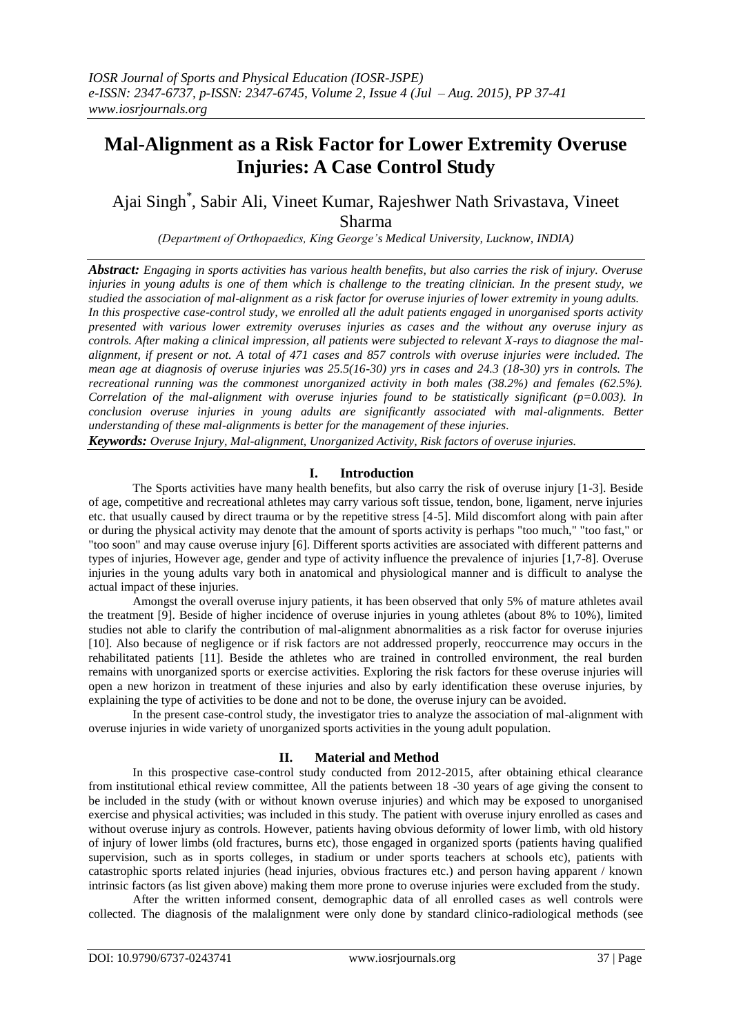*IOSR Journal of Sports and Physical Education (IOSR-JSPE)*
*e-ISSN: 2347-6737, p-ISSN: 2347-6745, Volume 2, Issue 4 (Jul – Aug. 2015), PP 37-41*
*www.iosrjournals.org*

# Mal-Alignment as a Risk Factor for Lower Extremity Overuse Injuries: A Case Control Study

Ajai Singh[*], Sabir Ali, Vineet Kumar, Rajeshwer Nath Srivastava, Vineet Sharma

*(Department of Orthopaedics, King George's Medical University, Lucknow, INDIA)*

***Abstract:*** *Engaging in sports activities has various health benefits, but also carries the risk of injury. Overuse injuries in young adults is one of them which is challenge to the treating clinician. In the present study, we studied the association of mal-alignment as a risk factor for overuse injuries of lower extremity in young adults. In this prospective case-control study, we enrolled all the adult patients engaged in unorganised sports activity presented with various lower extremity overuses injuries as cases and the without any overuse injury as controls. After making a clinical impression, all patients were subjected to relevant X-rays to diagnose the mal-alignment, if present or not. A total of 471 cases and 857 controls with overuse injuries were included. The mean age at diagnosis of overuse injuries was 25.5(16-30) yrs in cases and 24.3 (18-30) yrs in controls. The recreational running was the commonest unorganized activity in both males (38.2%) and females (62.5%). Correlation of the mal-alignment with overuse injuries found to be statistically significant (p=0.003). In conclusion overuse injuries in young adults are significantly associated with mal-alignments. Better understanding of these mal-alignments is better for the management of these injuries.*

***Keywords:*** *Overuse Injury, Mal-alignment, Unorganized Activity, Risk factors of overuse injuries.*

## I. Introduction

The Sports activities have many health benefits, but also carry the risk of overuse injury [1-3]. Beside of age, competitive and recreational athletes may carry various soft tissue, tendon, bone, ligament, nerve injuries etc. that usually caused by direct trauma or by the repetitive stress [4-5]. Mild discomfort along with pain after or during the physical activity may denote that the amount of sports activity is perhaps "too much," "too fast," or "too soon" and may cause overuse injury [6]. Different sports activities are associated with different patterns and types of injuries, However age, gender and type of activity influence the prevalence of injuries [1,7-8]. Overuse injuries in the young adults vary both in anatomical and physiological manner and is difficult to analyse the actual impact of these injuries.

Amongst the overall overuse injury patients, it has been observed that only 5% of mature athletes avail the treatment [9]. Beside of higher incidence of overuse injuries in young athletes (about 8% to 10%), limited studies not able to clarify the contribution of mal-alignment abnormalities as a risk factor for overuse injuries [10]. Also because of negligence or if risk factors are not addressed properly, reoccurrence may occurs in the rehabilitated patients [11]. Beside the athletes who are trained in controlled environment, the real burden remains with unorganized sports or exercise activities. Exploring the risk factors for these overuse injuries will open a new horizon in treatment of these injuries and also by early identification these overuse injuries, by explaining the type of activities to be done and not to be done, the overuse injury can be avoided.

In the present case-control study, the investigator tries to analyze the association of mal-alignment with overuse injuries in wide variety of unorganized sports activities in the young adult population.

## II. Material and Method

In this prospective case-control study conducted from 2012-2015, after obtaining ethical clearance from institutional ethical review committee, All the patients between 18 -30 years of age giving the consent to be included in the study (with or without known overuse injuries) and which may be exposed to unorganised exercise and physical activities; was included in this study. The patient with overuse injury enrolled as cases and without overuse injury as controls. However, patients having obvious deformity of lower limb, with old history of injury of lower limbs (old fractures, burns etc), those engaged in organized sports (patients having qualified supervision, such as in sports colleges, in stadium or under sports teachers at schools etc), patients with catastrophic sports related injuries (head injuries, obvious fractures etc.) and person having apparent / known intrinsic factors (as list given above) making them more prone to overuse injuries were excluded from the study.

After the written informed consent, demographic data of all enrolled cases as well controls were collected. The diagnosis of the malalignment were only done by standard clinico-radiological methods (see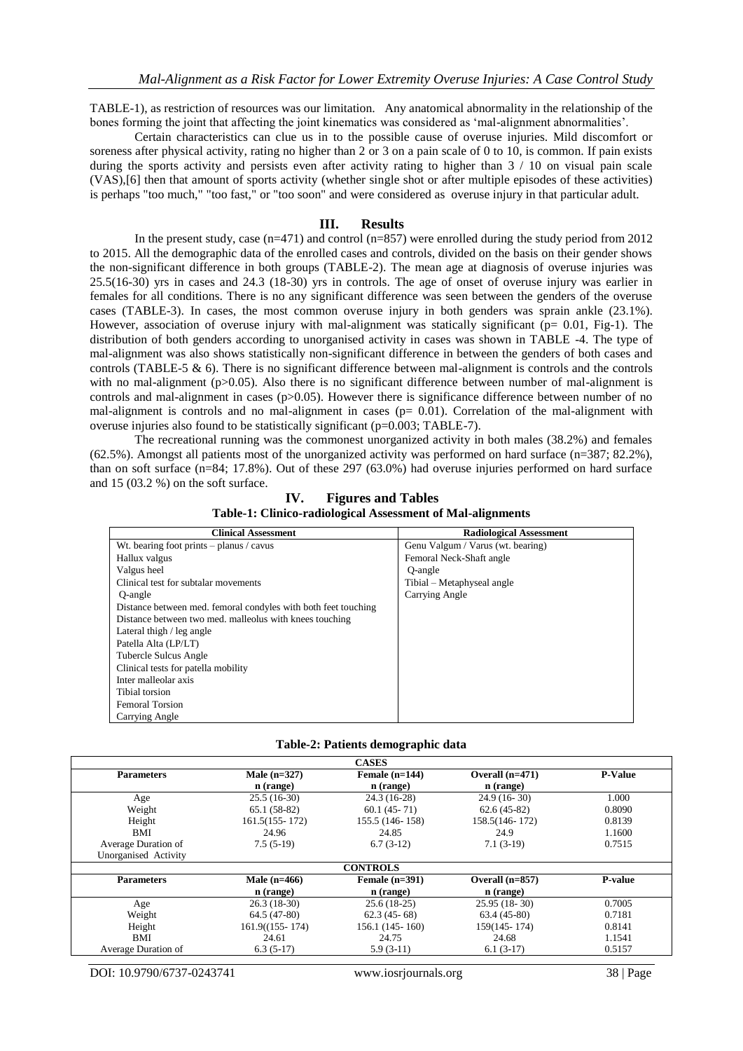TABLE-1), as restriction of resources was our limitation. Any anatomical abnormality in the relationship of the bones forming the joint that affecting the joint kinematics was considered as 'mal-alignment abnormalities'.

Certain characteristics can clue us in to the possible cause of overuse injuries. Mild discomfort or soreness after physical activity, rating no higher than 2 or 3 on a pain scale of 0 to 10, is common. If pain exists during the sports activity and persists even after activity rating to higher than 3 / 10 on visual pain scale (VAS),[6] then that amount of sports activity (whether single shot or after multiple episodes of these activities) is perhaps "too much," "too fast," or "too soon" and were considered as overuse injury in that particular adult.

## III. Results

In the present study, case (n=471) and control (n=857) were enrolled during the study period from 2012 to 2015. All the demographic data of the enrolled cases and controls, divided on the basis on their gender shows the non-significant difference in both groups (TABLE-2). The mean age at diagnosis of overuse injuries was 25.5(16-30) yrs in cases and 24.3 (18-30) yrs in controls. The age of onset of overuse injury was earlier in females for all conditions. There is no any significant difference was seen between the genders of the overuse cases (TABLE-3). In cases, the most common overuse injury in both genders was sprain ankle (23.1%). However, association of overuse injury with mal-alignment was statically significant (p= 0.01, Fig-1). The distribution of both genders according to unorganised activity in cases was shown in TABLE -4. The type of mal-alignment was also shows statistically non-significant difference in between the genders of both cases and controls (TABLE-5 & 6). There is no significant difference between mal-alignment is controls and the controls with no mal-alignment (p>0.05). Also there is no significant difference between number of mal-alignment is controls and mal-alignment in cases (p>0.05). However there is significance difference between number of no mal-alignment is controls and no mal-alignment in cases (p= 0.01). Correlation of the mal-alignment with overuse injuries also found to be statistically significant (p=0.003; TABLE-7).

The recreational running was the commonest unorganized activity in both males (38.2%) and females (62.5%). Amongst all patients most of the unorganized activity was performed on hard surface (n=387; 82.2%), than on soft surface (n=84; 17.8%). Out of these 297 (63.0%) had overuse injuries performed on hard surface and 15 (03.2 %) on the soft surface.

## IV. Figures and Tables

**Table-1: Clinico-radiological Assessment of Mal-alignments**

| Clinical Assessment | Radiological Assessment |
|---|---|
| Wt. bearing foot prints – planus / cavus | Genu Valgum / Varus (wt. bearing) |
| Hallux valgus | Femoral Neck-Shaft angle |
| Valgus heel | Q-angle |
| Clinical test for subtalar movements | Tibial – Metaphyseal angle |
| Q-angle | Carrying Angle |
| Distance between med. femoral condyles with both feet touching | |
| Distance between two med. malleolus with knees touching | |
| Lateral thigh / leg angle | |
| Patella Alta (LP/LT) | |
| Tubercle Sulcus Angle | |
| Clinical tests for patella mobility | |
| Inter malleolar axis | |
| Tibial torsion | |
| Femoral Torsion | |
| Carrying Angle | |

**Table-2: Patients demographic data**

| CASES | | | | |
|---|---|---|---|---|
| **Parameters** | **Male (n=327) n (range)** | **Female (n=144) n (range)** | **Overall (n=471) n (range)** | **P-Value** |
| Age | 25.5 (16-30) | 24.3 (16-28) | 24.9 (16- 30) | 1.000 |
| Weight | 65.1 (58-82) | 60.1 (45- 71) | 62.6 (45-82) | 0.8090 |
| Height | 161.5(155- 172) | 155.5 (146- 158) | 158.5(146- 172) | 0.8139 |
| BMI | 24.96 | 24.85 | 24.9 | 1.1600 |
| Average Duration of Unorganised Activity | 7.5 (5-19) | 6.7 (3-12) | 7.1 (3-19) | 0.7515 |
| **CONTROLS** | | | | |
| **Parameters** | **Male (n=466) n (range)** | **Female (n=391) n (range)** | **Overall (n=857) n (range)** | **P-value** |
| Age | 26.3 (18-30) | 25.6 (18-25) | 25.95 (18- 30) | 0.7005 |
| Weight | 64.5 (47-80) | 62.3 (45- 68) | 63.4 (45-80) | 0.7181 |
| Height | 161.9((155- 174) | 156.1 (145- 160) | 159(145- 174) | 0.8141 |
| BMI | 24.61 | 24.75 | 24.68 | 1.1541 |
| Average Duration of | 6.3 (5-17) | 5.9 (3-11) | 6.1 (3-17) | 0.5157 |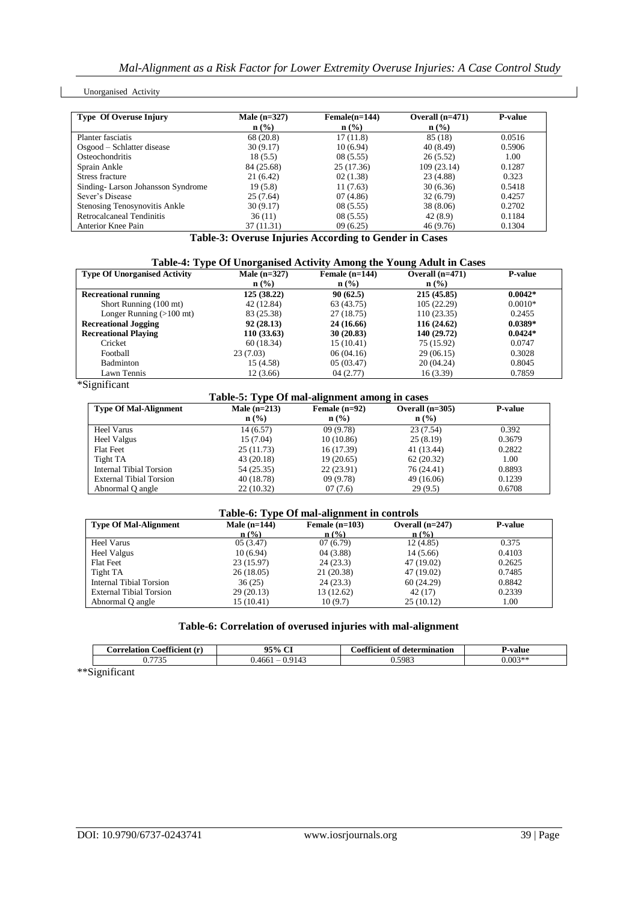Unorganised Activity

| Type Of Overuse Injury | Male (n=327) n (%) | Female(n=144) n (%) | Overall (n=471) n (%) | P-value |
|---|---|---|---|---|
| Planter fasciatis | 68 (20.8) | 17 (11.8) | 85 (18) | 0.0516 |
| Osgood – Schlatter disease | 30 (9.17) | 10 (6.94) | 40 (8.49) | 0.5906 |
| Osteochondritis | 18 (5.5) | 08 (5.55) | 26 (5.52) | 1.00 |
| Sprain Ankle | 84 (25.68) | 25 (17.36) | 109 (23.14) | 0.1287 |
| Stress fracture | 21 (6.42) | 02 (1.38) | 23 (4.88) | 0.323 |
| Sinding- Larson Johansson Syndrome | 19 (5.8) | 11 (7.63) | 30 (6.36) | 0.5418 |
| Sever's Disease | 25 (7.64) | 07 (4.86) | 32 (6.79) | 0.4257 |
| Stenosing Tenosynovitis Ankle | 30 (9.17) | 08 (5.55) | 38 (8.06) | 0.2702 |
| Retrocalcaneal Tendinitis | 36 (11) | 08 (5.55) | 42 (8.9) | 0.1184 |
| Anterior Knee Pain | 37 (11.31) | 09 (6.25) | 46 (9.76) | 0.1304 |

**Table-3: Overuse Injuries According to Gender in Cases**

**Table-4: Type Of Unorganised Activity Among the Young Adult in Cases**

| Type Of Unorganised Activity | Male (n=327) n (%) | Female (n=144) n (%) | Overall (n=471) n (%) | P-value |
|---|---|---|---|---|
| **Recreational running** | **125 (38.22)** | **90 (62.5)** | **215 (45.85)** | **0.0042*** |
| Short Running (100 mt) | 42 (12.84) | 63 (43.75) | 105 (22.29) | 0.0010* |
| Longer Running (>100 mt) | 83 (25.38) | 27 (18.75) | 110 (23.35) | 0.2455 |
| **Recreational Jogging** | **92 (28.13)** | **24 (16.66)** | **116 (24.62)** | **0.0389*** |
| **Recreational Playing** | **110 (33.63)** | **30 (20.83)** | **140 (29.72)** | **0.0424*** |
| Cricket | 60 (18.34) | 15 (10.41) | 75 (15.92) | 0.0747 |
| Football | 23 (7.03) | 06 (04.16) | 29 (06.15) | 0.3028 |
| Badminton | 15 (4.58) | 05 (03.47) | 20 (04.24) | 0.8045 |
| Lawn Tennis | 12 (3.66) | 04 (2.77) | 16 (3.39) | 0.7859 |

*Significant

**Table-5: Type Of mal-alignment among in cases**

| Type Of Mal-Alignment | Male (n=213) n (%) | Female (n=92) n (%) | Overall (n=305) n (%) | P-value |
|---|---|---|---|---|
| Heel Varus | 14 (6.57) | 09 (9.78) | 23 (7.54) | 0.392 |
| Heel Valgus | 15 (7.04) | 10 (10.86) | 25 (8.19) | 0.3679 |
| Flat Feet | 25 (11.73) | 16 (17.39) | 41 (13.44) | 0.2822 |
| Tight TA | 43 (20.18) | 19 (20.65) | 62 (20.32) | 1.00 |
| Internal Tibial Torsion | 54 (25.35) | 22 (23.91) | 76 (24.41) | 0.8893 |
| External Tibial Torsion | 40 (18.78) | 09 (9.78) | 49 (16.06) | 0.1239 |
| Abnormal Q angle | 22 (10.32) | 07 (7.6) | 29 (9.5) | 0.6708 |

**Table-6: Type Of mal-alignment in controls**

| Type Of Mal-Alignment | Male (n=144) n (%) | Female (n=103) n (%) | Overall (n=247) n (%) | P-value |
|---|---|---|---|---|
| Heel Varus | 05 (3.47) | 07 (6.79) | 12 (4.85) | 0.375 |
| Heel Valgus | 10 (6.94) | 04 (3.88) | 14 (5.66) | 0.4103 |
| Flat Feet | 23 (15.97) | 24 (23.3) | 47 (19.02) | 0.2625 |
| Tight TA | 26 (18.05) | 21 (20.38) | 47 (19.02) | 0.7485 |
| Internal Tibial Torsion | 36 (25) | 24 (23.3) | 60 (24.29) | 0.8842 |
| External Tibial Torsion | 29 (20.13) | 13 (12.62) | 42 (17) | 0.2339 |
| Abnormal Q angle | 15 (10.41) | 10 (9.7) | 25 (10.12) | 1.00 |

**Table-6: Correlation of overused injuries with mal-alignment**

| Correlation Coefficient (r) | 95% CI | Coefficient of determination | P-value |
|---|---|---|---|
| 0.7735 | 0.4661 – 0.9143 | 0.5983 | 0.003** |

**Significant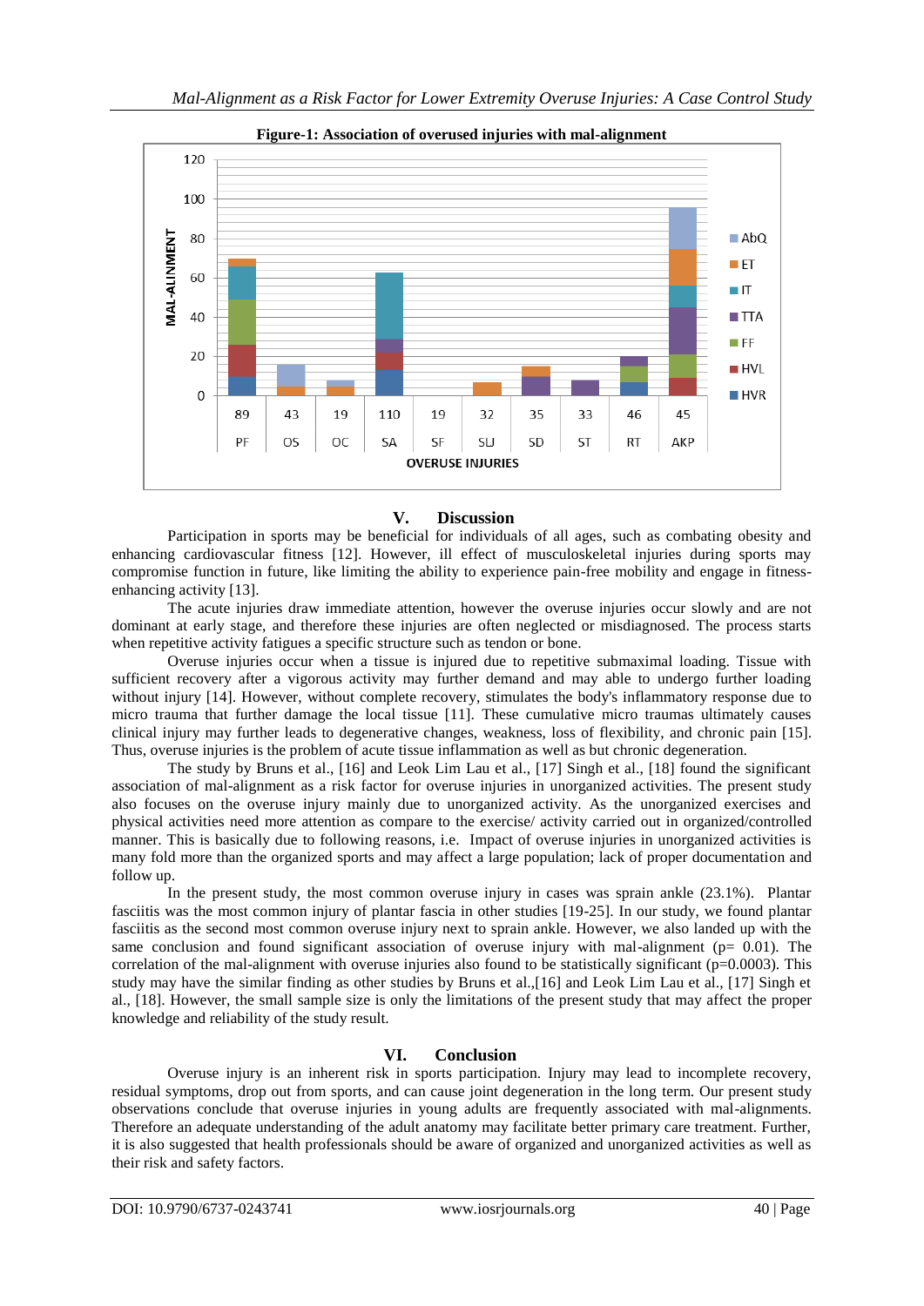**Figure-1: Association of overused injuries with mal-alignment**

## V. Discussion

Participation in sports may be beneficial for individuals of all ages, such as combating obesity and enhancing cardiovascular fitness [12]. However, ill effect of musculoskeletal injuries during sports may compromise function in future, like limiting the ability to experience pain-free mobility and engage in fitness-enhancing activity [13].

The acute injuries draw immediate attention, however the overuse injuries occur slowly and are not dominant at early stage, and therefore these injuries are often neglected or misdiagnosed. The process starts when repetitive activity fatigues a specific structure such as tendon or bone.

Overuse injuries occur when a tissue is injured due to repetitive submaximal loading. Tissue with sufficient recovery after a vigorous activity may further demand and may able to undergo further loading without injury [14]. However, without complete recovery, stimulates the body's inflammatory response due to micro trauma that further damage the local tissue [11]. These cumulative micro traumas ultimately causes clinical injury may further leads to degenerative changes, weakness, loss of flexibility, and chronic pain [15]. Thus, overuse injuries is the problem of acute tissue inflammation as well as but chronic degeneration.

The study by Bruns et al., [16] and Leok Lim Lau et al., [17] Singh et al., [18] found the significant association of mal-alignment as a risk factor for overuse injuries in unorganized activities. The present study also focuses on the overuse injury mainly due to unorganized activity. As the unorganized exercises and physical activities need more attention as compare to the exercise/ activity carried out in organized/controlled manner. This is basically due to following reasons, i.e. Impact of overuse injuries in unorganized activities is many fold more than the organized sports and may affect a large population; lack of proper documentation and follow up.

In the present study, the most common overuse injury in cases was sprain ankle (23.1%). Plantar fasciitis was the most common injury of plantar fascia in other studies [19-25]. In our study, we found plantar fasciitis as the second most common overuse injury next to sprain ankle. However, we also landed up with the same conclusion and found significant association of overuse injury with mal-alignment ($p = 0.01$). The correlation of the mal-alignment with overuse injuries also found to be statistically significant ($p=0.0003$). This study may have the similar finding as other studies by Bruns et al.,[16] and Leok Lim Lau et al., [17] Singh et al., [18]. However, the small sample size is only the limitations of the present study that may affect the proper knowledge and reliability of the study result.

## VI. Conclusion

Overuse injury is an inherent risk in sports participation. Injury may lead to incomplete recovery, residual symptoms, drop out from sports, and can cause joint degeneration in the long term. Our present study observations conclude that overuse injuries in young adults are frequently associated with mal-alignments. Therefore an adequate understanding of the adult anatomy may facilitate better primary care treatment. Further, it is also suggested that health professionals should be aware of organized and unorganized activities as well as their risk and safety factors.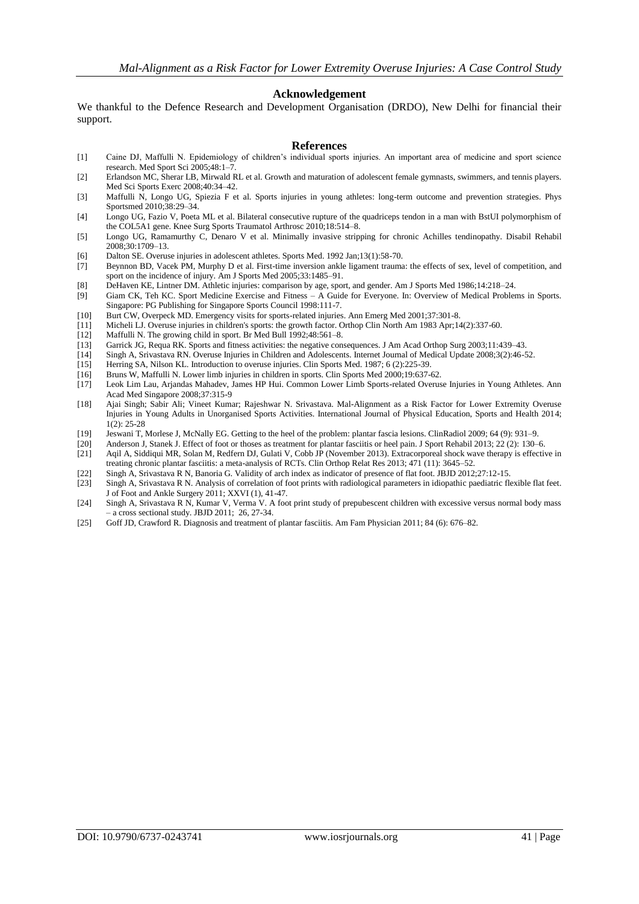## Acknowledgement

We thankful to the Defence Research and Development Organisation (DRDO), New Delhi for financial their support.

## References

[1] Caine DJ, Maffulli N. Epidemiology of children's individual sports injuries. An important area of medicine and sport science research. Med Sport Sci 2005;48:1–7.

[2] Erlandson MC, Sherar LB, Mirwald RL et al. Growth and maturation of adolescent female gymnasts, swimmers, and tennis players. Med Sci Sports Exerc 2008;40:34–42.

[3] Maffulli N, Longo UG, Spiezia F et al. Sports injuries in young athletes: long-term outcome and prevention strategies. Phys Sportsmed 2010;38:29–34.

[4] Longo UG, Fazio V, Poeta ML et al. Bilateral consecutive rupture of the quadriceps tendon in a man with BstUI polymorphism of the COL5A1 gene. Knee Surg Sports Traumatol Arthrosc 2010;18:514–8.

[5] Longo UG, Ramamurthy C, Denaro V et al. Minimally invasive stripping for chronic Achilles tendinopathy. Disabil Rehabil 2008;30:1709–13.

[6] Dalton SE. Overuse injuries in adolescent athletes. Sports Med. 1992 Jan;13(1):58-70.

[7] Beynnon BD, Vacek PM, Murphy D et al. First-time inversion ankle ligament trauma: the effects of sex, level of competition, and sport on the incidence of injury. Am J Sports Med 2005;33:1485–91.

[8] DeHaven KE, Lintner DM. Athletic injuries: comparison by age, sport, and gender. Am J Sports Med 1986;14:218–24.

[9] Giam CK, Teh KC. Sport Medicine Exercise and Fitness – A Guide for Everyone. In: Overview of Medical Problems in Sports. Singapore: PG Publishing for Singapore Sports Council 1998:111-7.

[10] Burt CW, Overpeck MD. Emergency visits for sports-related injuries. Ann Emerg Med 2001;37:301-8.

[11] Micheli LJ. Overuse injuries in children's sports: the growth factor. Orthop Clin North Am 1983 Apr;14(2):337-60.

[12] Maffulli N. The growing child in sport. Br Med Bull 1992;48:561–8.

[13] Garrick JG, Requa RK. Sports and fitness activities: the negative consequences. J Am Acad Orthop Surg 2003;11:439–43.

[14] Singh A, Srivastava RN. Overuse Injuries in Children and Adolescents. Internet Journal of Medical Update 2008;3(2):46-52.

[15] Herring SA, Nilson KL. Introduction to overuse injuries. Clin Sports Med. 1987; 6 (2):225-39.

[16] Bruns W, Maffulli N. Lower limb injuries in children in sports. Clin Sports Med 2000;19:637-62.

[17] Leok Lim Lau, Arjandas Mahadev, James HP Hui. Common Lower Limb Sports-related Overuse Injuries in Young Athletes. Ann Acad Med Singapore 2008;37:315-9

[18] Ajai Singh; Sabir Ali; Vineet Kumar; Rajeshwar N. Srivastava. Mal-Alignment as a Risk Factor for Lower Extremity Overuse Injuries in Young Adults in Unorganised Sports Activities. International Journal of Physical Education, Sports and Health 2014; 1(2): 25-28

[19] Jeswani T, Morlese J, McNally EG. Getting to the heel of the problem: plantar fascia lesions. ClinRadiol 2009; 64 (9): 931–9.

[20] Anderson J, Stanek J. Effect of foot or thoses as treatment for plantar fasciitis or heel pain. J Sport Rehabil 2013; 22 (2): 130–6.

[21] Aqil A, Siddiqui MR, Solan M, Redfern DJ, Gulati V, Cobb JP (November 2013). Extracorporeal shock wave therapy is effective in treating chronic plantar fasciitis: a meta-analysis of RCTs. Clin Orthop Relat Res 2013; 471 (11): 3645–52.

[22] Singh A, Srivastava R N, Banoria G. Validity of arch index as indicator of presence of flat foot. JBJD 2012;27:12-15.

[23] Singh A, Srivastava R N. Analysis of correlation of foot prints with radiological parameters in idiopathic paediatric flexible flat feet. J of Foot and Ankle Surgery 2011; XXVI (1), 41-47.

[24] Singh A, Srivastava R N, Kumar V, Verma V. A foot print study of prepubescent children with excessive versus normal body mass – a cross sectional study. JBJD 2011; 26, 27-34.

[25] Goff JD, Crawford R. Diagnosis and treatment of plantar fasciitis. Am Fam Physician 2011; 84 (6): 676–82.